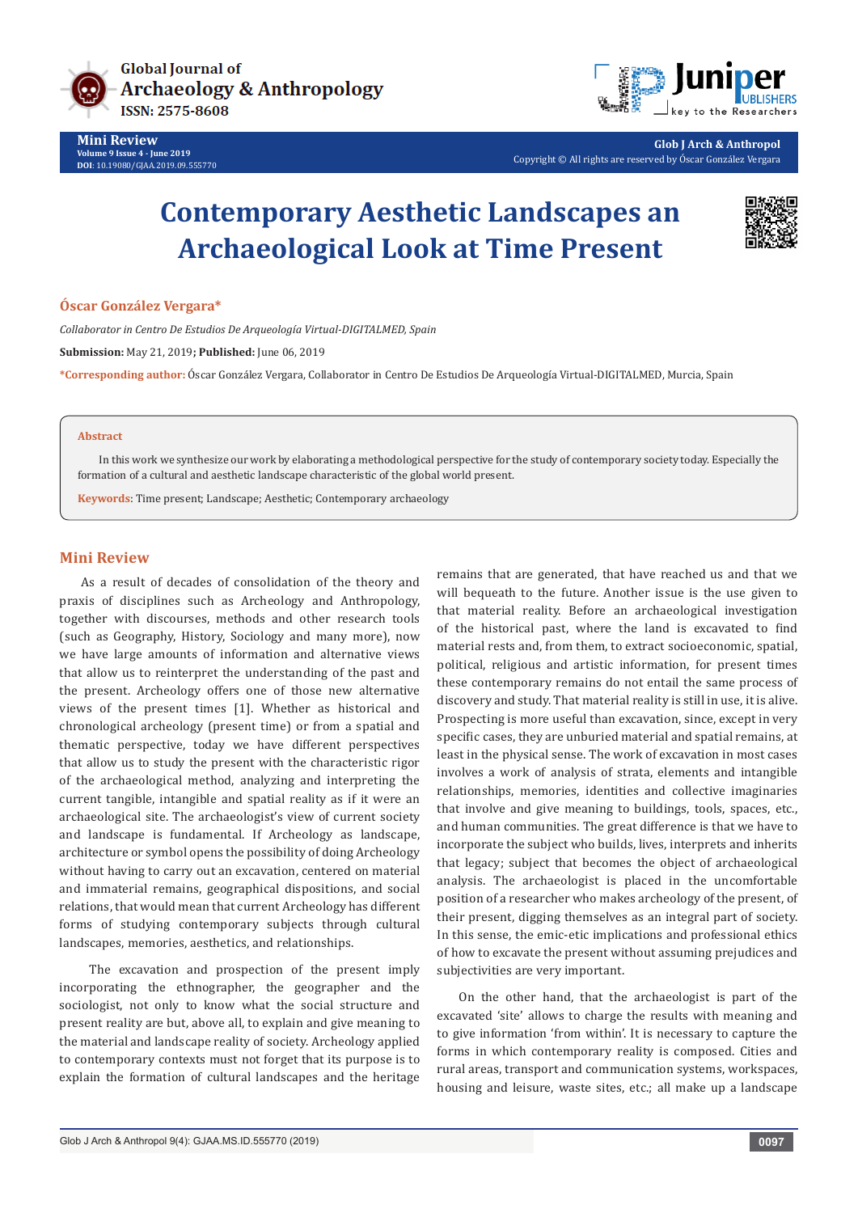Mini Review

Volume 9 Issue 4 - June 2019

DOI: 10.19080/GJAA.2019.09.555770

Copyright © All rights are reserved by Óscar González Vergara

# Contemporary Aesthetic Landscapes an Archaeological Look at Time Present

**Óscar González Vergara***

*Collaborator in Centro De Estudios De Arqueología Virtual-DIGITALMED, Spain*

**Submission:** May 21, 2019**; Published:** June 06, 2019

***Corresponding author:** Óscar González Vergara, Collaborator in Centro De Estudios De Arqueología Virtual-DIGITALMED, Murcia, Spain

## Abstract

In this work we synthesize our work by elaborating a methodological perspective for the study of contemporary society today. Especially the formation of a cultural and aesthetic landscape characteristic of the global world present.

**Keywords**: Time present; Landscape; Aesthetic; Contemporary archaeology

## Mini Review

As a result of decades of consolidation of the theory and praxis of disciplines such as Archeology and Anthropology, together with discourses, methods and other research tools (such as Geography, History, Sociology and many more), now we have large amounts of information and alternative views that allow us to reinterpret the understanding of the past and the present. Archeology offers one of those new alternative views of the present times [1]. Whether as historical and chronological archeology (present time) or from a spatial and thematic perspective, today we have different perspectives that allow us to study the present with the characteristic rigor of the archaeological method, analyzing and interpreting the current tangible, intangible and spatial reality as if it were an archaeological site. The archaeologist's view of current society and landscape is fundamental. If Archeology as landscape, architecture or symbol opens the possibility of doing Archeology without having to carry out an excavation, centered on material and immaterial remains, geographical dispositions, and social relations, that would mean that current Archeology has different forms of studying contemporary subjects through cultural landscapes, memories, aesthetics, and relationships.

The excavation and prospection of the present imply incorporating the ethnographer, the geographer and the sociologist, not only to know what the social structure and present reality are but, above all, to explain and give meaning to the material and landscape reality of society. Archeology applied to contemporary contexts must not forget that its purpose is to explain the formation of cultural landscapes and the heritage remains that are generated, that have reached us and that we will bequeath to the future. Another issue is the use given to that material reality. Before an archaeological investigation of the historical past, where the land is excavated to find material rests and, from them, to extract socioeconomic, spatial, political, religious and artistic information, for present times these contemporary remains do not entail the same process of discovery and study. That material reality is still in use, it is alive. Prospecting is more useful than excavation, since, except in very specific cases, they are unburied material and spatial remains, at least in the physical sense. The work of excavation in most cases involves a work of analysis of strata, elements and intangible relationships, memories, identities and collective imaginaries that involve and give meaning to buildings, tools, spaces, etc., and human communities. The great difference is that we have to incorporate the subject who builds, lives, interprets and inherits that legacy; subject that becomes the object of archaeological analysis. The archaeologist is placed in the uncomfortable position of a researcher who makes archeology of the present, of their present, digging themselves as an integral part of society. In this sense, the emic-etic implications and professional ethics of how to excavate the present without assuming prejudices and subjectivities are very important.

On the other hand, that the archaeologist is part of the excavated 'site' allows to charge the results with meaning and to give information 'from within'. It is necessary to capture the forms in which contemporary reality is composed. Cities and rural areas, transport and communication systems, workspaces, housing and leisure, waste sites, etc.; all make up a landscape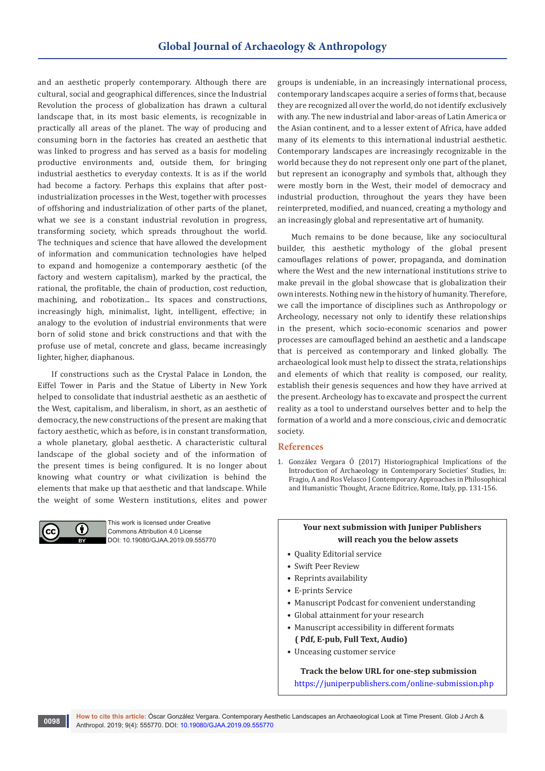and an aesthetic properly contemporary. Although there are cultural, social and geographical differences, since the Industrial Revolution the process of globalization has drawn a cultural landscape that, in its most basic elements, is recognizable in practically all areas of the planet. The way of producing and consuming born in the factories has created an aesthetic that was linked to progress and has served as a basis for modeling productive environments and, outside them, for bringing industrial aesthetics to everyday contexts. It is as if the world had become a factory. Perhaps this explains that after post-industrialization processes in the West, together with processes of offshoring and industrialization of other parts of the planet, what we see is a constant industrial revolution in progress, transforming society, which spreads throughout the world. The techniques and science that have allowed the development of information and communication technologies have helped to expand and homogenize a contemporary aesthetic (of the factory and western capitalism), marked by the practical, the rational, the profitable, the chain of production, cost reduction, machining, and robotization... Its spaces and constructions, increasingly high, minimalist, light, intelligent, effective; in analogy to the evolution of industrial environments that were born of solid stone and brick constructions and that with the profuse use of metal, concrete and glass, became increasingly lighter, higher, diaphanous.

If constructions such as the Crystal Palace in London, the Eiffel Tower in Paris and the Statue of Liberty in New York helped to consolidate that industrial aesthetic as an aesthetic of the West, capitalism, and liberalism, in short, as an aesthetic of democracy, the new constructions of the present are making that factory aesthetic, which as before, is in constant transformation, a whole planetary, global aesthetic. A characteristic cultural landscape of the global society and of the information of the present times is being configured. It is no longer about knowing what country or what civilization is behind the elements that make up that aesthetic and that landscape. While the weight of some Western institutions, elites and power groups is undeniable, in an increasingly international process, contemporary landscapes acquire a series of forms that, because they are recognized all over the world, do not identify exclusively with any. The new industrial and labor-areas of Latin America or the Asian continent, and to a lesser extent of Africa, have added many of its elements to this international industrial aesthetic. Contemporary landscapes are increasingly recognizable in the world because they do not represent only one part of the planet, but represent an iconography and symbols that, although they were mostly born in the West, their model of democracy and industrial production, throughout the years they have been reinterpreted, modified, and nuanced, creating a mythology and an increasingly global and representative art of humanity.

Much remains to be done because, like any sociocultural builder, this aesthetic mythology of the global present camouflages relations of power, propaganda, and domination where the West and the new international institutions strive to make prevail in the global showcase that is globalization their own interests. Nothing new in the history of humanity. Therefore, we call the importance of disciplines such as Anthropology or Archeology, necessary not only to identify these relationships in the present, which socio-economic scenarios and power processes are camouflaged behind an aesthetic and a landscape that is perceived as contemporary and linked globally. The archaeological look must help to dissect the strata, relationships and elements of which that reality is composed, our reality, establish their genesis sequences and how they have arrived at the present. Archeology has to excavate and prospect the current reality as a tool to understand ourselves better and to help the formation of a world and a more conscious, civic and democratic society.

## References

1. González Vergara Ó (2017) Historiographical Implications of the Introduction of Archaeology in Contemporary Societies' Studies, In: Fragio, A and Ros Velasco J Contemporary Approaches in Philosophical and Humanistic Thought, Aracne Editrice, Rome, Italy, pp. 131-156.

This work is licensed under Creative Commons Attribution 4.0 License
DOI: 10.19080/GJAA.2019.09.555770

**Your next submission with Juniper Publishers will reach you the below assets**

- Quality Editorial service
- Swift Peer Review
- Reprints availability
- E-prints Service
- Manuscript Podcast for convenient understanding
- Global attainment for your research
- Manuscript accessibility in different formats **( Pdf, E-pub, Full Text, Audio)**
- Unceasing customer service

**Track the below URL for one-step submission**
https://juniperpublishers.com/online-submission.php

**How to cite this article:** Óscar González Vergara. Contemporary Aesthetic Landscapes an Archaeological Look at Time Present. Glob J Arch & Anthropol. 2019; 9(4): 555770. DOI: 10.19080/GJAA.2019.09.555770